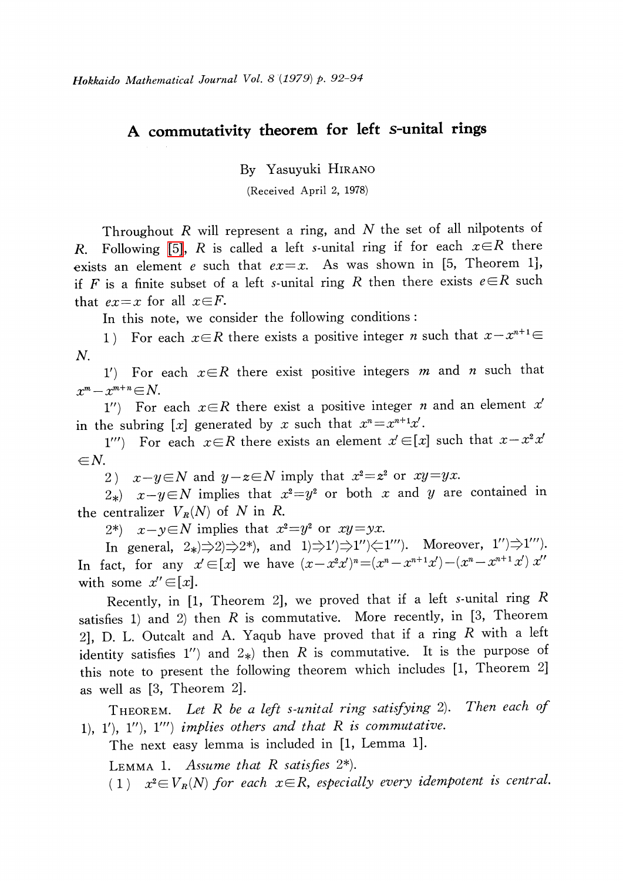# A commutativity theorem for left s-unital rings

By Yasuyuki Hirano

(Received April 2, 1978)

Throughout $R$ will represent a ring, and $N$ the set of all nilpotents of $R$. Following [5], $R$ is called a left $s$-unital ring if for each $x\in R$ there exists an element $e$ such that $ex=x$. As was shown in [5, Theorem 1], if $F$ is a finite subset of a left $s$-unital ring $R$ then there exists $e\in R$ such that $ex=x$ for all $x\in F$.

In this note, we consider the following conditions:

1) For each $x\in R$ there exists a positive integer $n$ such that $x-x^{n+1}\in N$.

1′) For each $x\in R$ there exist positive integers $m$ and $n$ such that $x^{m}-x^{m+n}\in N$.

1″) For each $x\in R$ there exist a positive integer $n$ and an element $x'$ in the subring $[x]$ generated by $x$ such that $x^{n}=x^{n+1}x'$.

1‴) For each $x\in R$ there exists an element $x'\in[x]$ such that $x-x^{2}x'\in N$.

2) $x-y\in N$ and $y-z\in N$ imply that $x^{2}=z^{2}$ or $xy=yx$.

2$_*$) $x-y\in N$ implies that $x^{2}=y^{2}$ or both $x$ and $y$ are contained in the centralizer $V_{R}(N)$ of $N$ in $R$.

2*) $x-y\in N$ implies that $x^{2}=y^{2}$ or $xy=yx$.

In general, 2$_*$)$\Rightarrow$2)$\Rightarrow$2*), and 1)$\Rightarrow$1′)$\Rightarrow$1″)$\Leftarrow$1‴). Moreover, 1″)$\Rightarrow$1‴). In fact, for any $x'\in[x]$ we have $(x-x^{2}x')^{n}=(x^{n}-x^{n+1}x')-(x^{n}-x^{n+1}x')x''$ with some $x''\in[x]$.

Recently, in [1, Theorem 2], we proved that if a left $s$-unital ring $R$ satisfies 1) and 2) then $R$ is commutative. More recently, in [3, Theorem 2], D. L. Outcalt and A. Yaqub have proved that if a ring $R$ with a left identity satisfies 1″) and 2$_*$) then $R$ is commutative. It is the purpose of this note to present the following theorem which includes [1, Theorem 2] as well as [3, Theorem 2].

THEOREM. *Let $R$ be a left $s$-unital ring satisfying 2). Then each of 1), 1′), 1″), 1‴) implies others and that $R$ is commutative.*

The next easy lemma is included in [1, Lemma 1].

LEMMA 1. *Assume that $R$ satisfies 2\*).*

(1) *$x^{2}\in V_{R}(N)$ for each $x\in R$, especially every idempotent is central.*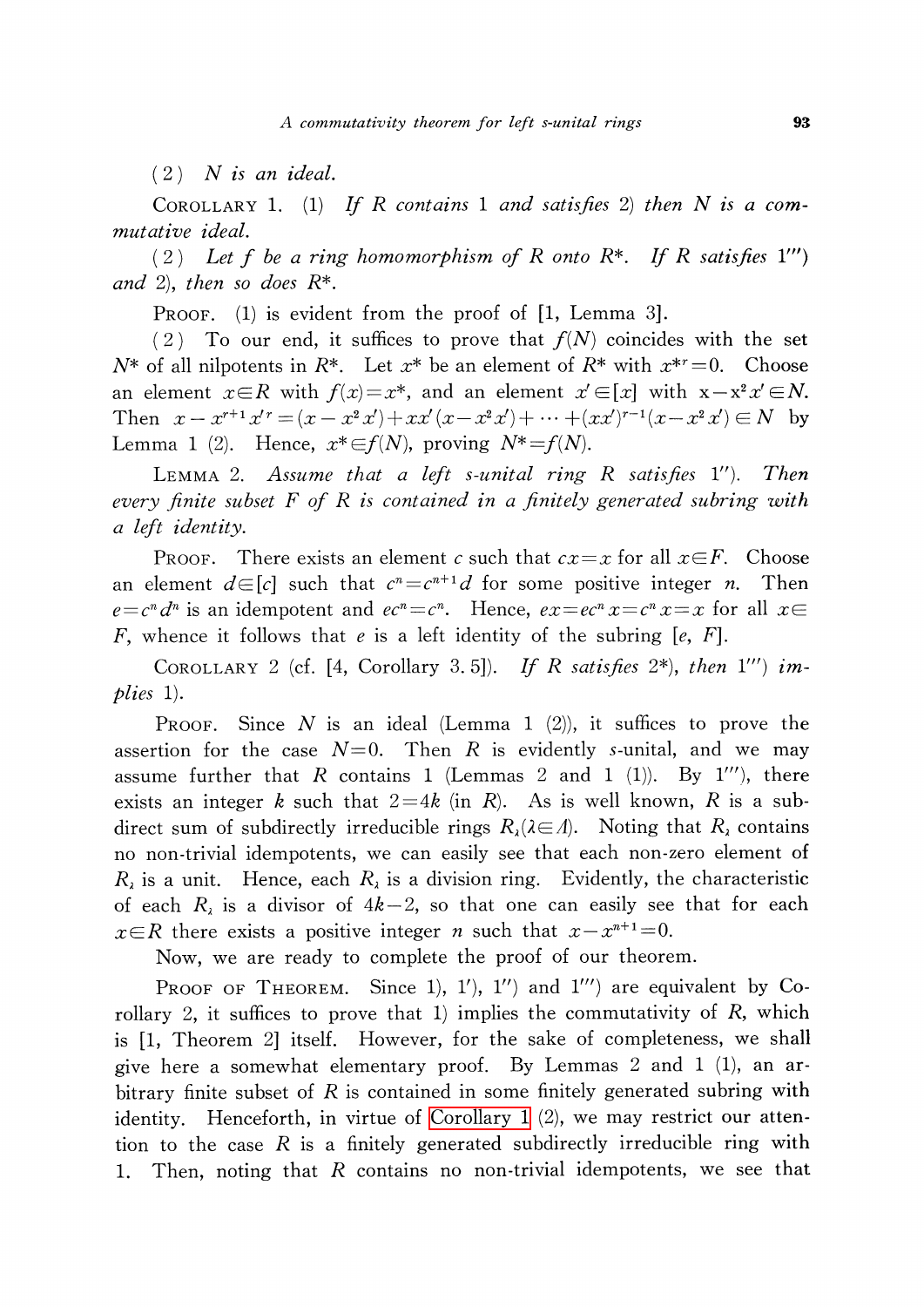(2) *N is an ideal.*

Corollary 1. (1) *If R contains* 1 *and satisfies* 2) *then N is a commutative ideal.*

(2) *Let f be a ring homomorphism of R onto $R^*$. If R satisfies* 1‴) *and* 2), *then so does $R^*$.*

Proof. (1) is evident from the proof of [1, Lemma 3].

(2) To our end, it suffices to prove that $f(N)$ coincides with the set $N^*$ of all nilpotents in $R^*$. Let $x^*$ be an element of $R^*$ with $x^{*r}=0$. Choose an element $x\in R$ with $f(x)=x^*$, and an element $x'\in[x]$ with $x-x^2x'\in N$. Then $x-x^{r+1}x'^r=(x-x^2x')+xx'(x-x^2x')+\cdots+(xx')^{r-1}(x-x^2x')\in N$ by Lemma 1 (2). Hence, $x^*\in f(N)$, proving $N^*=f(N)$.

Lemma 2. *Assume that a left s-unital ring R satisfies* 1″). *Then every finite subset F of R is contained in a finitely generated subring with a left identity.*

Proof. There exists an element $c$ such that $cx=x$ for all $x\in F$. Choose an element $d\in[c]$ such that $c^n=c^{n+1}d$ for some positive integer $n$. Then $e=c^nd^n$ is an idempotent and $ec^n=c^n$. Hence, $ex=ec^nx=c^nx=x$ for all $x\in F$, whence it follows that $e$ is a left identity of the subring $[e, F]$.

Corollary 2 (cf. [4, Corollary 3.5]). *If R satisfies* 2\*), *then* 1‴) *implies* 1).

Proof. Since $N$ is an ideal (Lemma 1 (2)), it suffices to prove the assertion for the case $N=0$. Then $R$ is evidently $s$-unital, and we may assume further that $R$ contains 1 (Lemmas 2 and 1 (1)). By 1‴), there exists an integer $k$ such that $2=4k$ (in $R$). As is well known, $R$ is a subdirect sum of subdirectly irreducible rings $R_\lambda (\lambda\in\Lambda)$. Noting that $R_\lambda$ contains no non-trivial idempotents, we can easily see that each non-zero element of $R_\lambda$ is a unit. Hence, each $R_\lambda$ is a division ring. Evidently, the characteristic of each $R_\lambda$ is a divisor of $4k-2$, so that one can easily see that for each $x\in R$ there exists a positive integer $n$ such that $x-x^{n+1}=0$.

Now, we are ready to complete the proof of our theorem.

Proof of Theorem. Since 1), 1′), 1″) and 1‴) are equivalent by Corollary 2, it suffices to prove that 1) implies the commutativity of $R$, which is [1, Theorem 2] itself. However, for the sake of completeness, we shall give here a somewhat elementary proof. By Lemmas 2 and 1 (1), an arbitrary finite subset of $R$ is contained in some finitely generated subring with identity. Henceforth, in virtue of Corollary 1 (2), we may restrict our attention to the case $R$ is a finitely generated subdirectly irreducible ring with 1. Then, noting that $R$ contains no non-trivial idempotents, we see that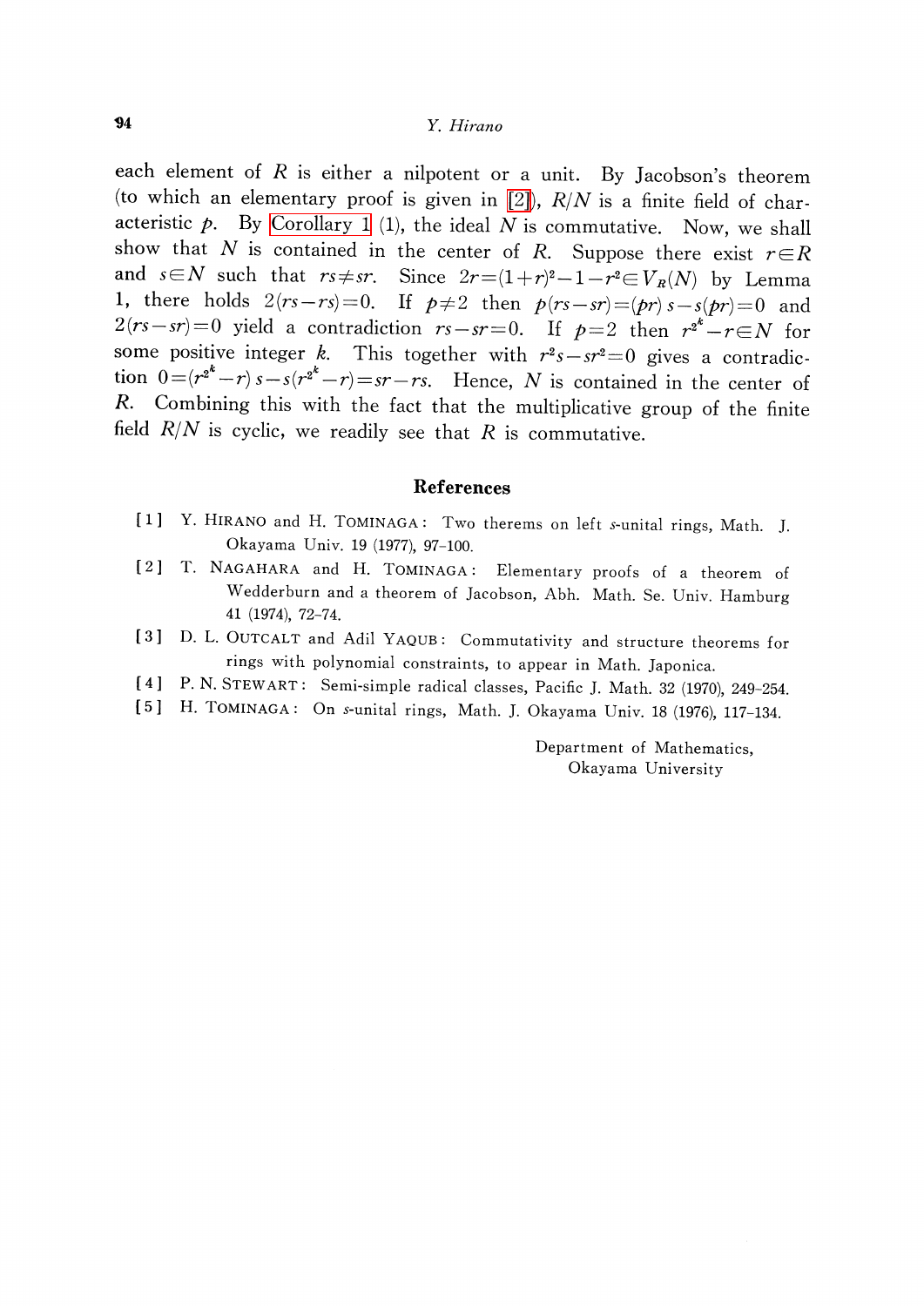each element of $R$ is either a nilpotent or a unit. By Jacobson's theorem (to which an elementary proof is given in [2]), $R/N$ is a finite field of characteristic $p$. By Corollary 1 (1), the ideal $N$ is commutative. Now, we shall show that $N$ is contained in the center of $R$. Suppose there exist $r \in R$ and $s \in N$ such that $rs \neq sr$. Since $2r = (1+r)^2 - 1 - r^2 \in V_R(N)$ by Lemma 1, there holds $2(rs - rs) = 0$. If $p \neq 2$ then $p(rs - sr) = (pr)s - s(pr) = 0$ and $2(rs - sr) = 0$ yield a contradiction $rs - sr = 0$. If $p = 2$ then $r^{2^k} - r \in N$ for some positive integer $k$. This together with $r^2 s - sr^2 = 0$ gives a contradiction $0 = (r^{2^k} - r)s - s(r^{2^k} - r) = sr - rs$. Hence, $N$ is contained in the center of $R$. Combining this with the fact that the multiplicative group of the finite field $R/N$ is cyclic, we readily see that $R$ is commutative.

## References

[1] Y. HIRANO and H. TOMINAGA: Two therems on left $s$-unital rings, Math. J. Okayama Univ. 19 (1977), 97–100.

[2] T. NAGAHARA and H. TOMINAGA: Elementary proofs of a theorem of Wedderburn and a theorem of Jacobson, Abh. Math. Se. Univ. Hamburg 41 (1974), 72–74.

[3] D. L. OUTCALT and Adil YAQUB: Commutativity and structure theorems for rings with polynomial constraints, to appear in Math. Japonica.

[4] P. N. STEWART: Semi-simple radical classes, Pacific J. Math. 32 (1970), 249–254.

[5] H. TOMINAGA: On $s$-unital rings, Math. J. Okayama Univ. 18 (1976), 117–134.

Department of Mathematics,
Okayama University